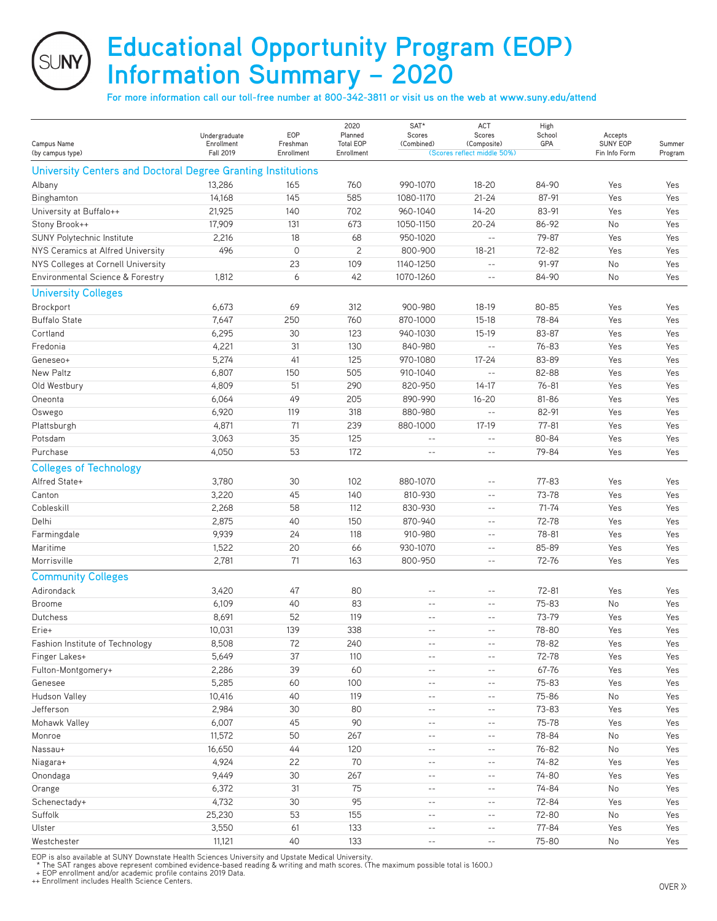# Educational Opportunity Program (EOP) Information Summary – 2020

**For more information call our toll-free number at 800-342-3811 or visit us on the web at www.suny.edu/attend**

| Campus Name (by campus type) | Undergraduate Enrollment Fall 2019 | EOP Freshman Enrollment | 2020 Planned Total EOP Enrollment | SAT* Scores (Combined) | ACT Scores (Composite) | High School GPA | Accepts SUNY EOP Fin Info Form | Summer Program |
|---|---|---|---|---|---|---|---|---|
| | | | | (Scores reflect middle 50%) | | | | |
| **University Centers and Doctoral Degree Granting Institutions** | | | | | | | | |
| Albany | 13,286 | 165 | 760 | 990-1070 | 18-20 | 84-90 | Yes | Yes |
| Binghamton | 14,168 | 145 | 585 | 1080-1170 | 21-24 | 87-91 | Yes | Yes |
| University at Buffalo++ | 21,925 | 140 | 702 | 960-1040 | 14-20 | 83-91 | Yes | Yes |
| Stony Brook++ | 17,909 | 131 | 673 | 1050-1150 | 20-24 | 86-92 | No | Yes |
| SUNY Polytechnic Institute | 2,216 | 18 | 68 | 950-1020 | -- | 79-87 | Yes | Yes |
| NYS Ceramics at Alfred University | 496 | 0 | 2 | 800-900 | 18-21 | 72-82 | Yes | Yes |
| NYS Colleges at Cornell University | | 23 | 109 | 1140-1250 | -- | 91-97 | No | Yes |
| Environmental Science & Forestry | 1,812 | 6 | 42 | 1070-1260 | -- | 84-90 | No | Yes |
| **University Colleges** | | | | | | | | |
| Brockport | 6,673 | 69 | 312 | 900-980 | 18-19 | 80-85 | Yes | Yes |
| Buffalo State | 7,647 | 250 | 760 | 870-1000 | 15-18 | 78-84 | Yes | Yes |
| Cortland | 6,295 | 30 | 123 | 940-1030 | 15-19 | 83-87 | Yes | Yes |
| Fredonia | 4,221 | 31 | 130 | 840-980 | -- | 76-83 | Yes | Yes |
| Geneseo+ | 5,274 | 41 | 125 | 970-1080 | 17-24 | 83-89 | Yes | Yes |
| New Paltz | 6,807 | 150 | 505 | 910-1040 | -- | 82-88 | Yes | Yes |
| Old Westbury | 4,809 | 51 | 290 | 820-950 | 14-17 | 76-81 | Yes | Yes |
| Oneonta | 6,064 | 49 | 205 | 890-990 | 16-20 | 81-86 | Yes | Yes |
| Oswego | 6,920 | 119 | 318 | 880-980 | -- | 82-91 | Yes | Yes |
| Plattsburgh | 4,871 | 71 | 239 | 880-1000 | 17-19 | 77-81 | Yes | Yes |
| Potsdam | 3,063 | 35 | 125 | -- | -- | 80-84 | Yes | Yes |
| Purchase | 4,050 | 53 | 172 | -- | -- | 79-84 | Yes | Yes |
| **Colleges of Technology** | | | | | | | | |
| Alfred State+ | 3,780 | 30 | 102 | 880-1070 | -- | 77-83 | Yes | Yes |
| Canton | 3,220 | 45 | 140 | 810-930 | -- | 73-78 | Yes | Yes |
| Cobleskill | 2,268 | 58 | 112 | 830-930 | -- | 71-74 | Yes | Yes |
| Delhi | 2,875 | 40 | 150 | 870-940 | -- | 72-78 | Yes | Yes |
| Farmingdale | 9,939 | 24 | 118 | 910-980 | -- | 78-81 | Yes | Yes |
| Maritime | 1,522 | 20 | 66 | 930-1070 | -- | 85-89 | Yes | Yes |
| Morrisville | 2,781 | 71 | 163 | 800-950 | -- | 72-76 | Yes | Yes |
| **Community Colleges** | | | | | | | | |
| Adirondack | 3,420 | 47 | 80 | -- | -- | 72-81 | Yes | Yes |
| Broome | 6,109 | 40 | 83 | -- | -- | 75-83 | No | Yes |
| Dutchess | 8,691 | 52 | 119 | -- | -- | 73-79 | Yes | Yes |
| Erie+ | 10,031 | 139 | 338 | -- | -- | 78-80 | Yes | Yes |
| Fashion Institute of Technology | 8,508 | 72 | 240 | -- | -- | 78-82 | Yes | Yes |
| Finger Lakes+ | 5,649 | 37 | 110 | -- | -- | 72-78 | Yes | Yes |
| Fulton-Montgomery+ | 2,286 | 39 | 60 | -- | -- | 67-76 | Yes | Yes |
| Genesee | 5,285 | 60 | 100 | -- | -- | 75-83 | Yes | Yes |
| Hudson Valley | 10,416 | 40 | 119 | -- | -- | 75-86 | No | Yes |
| Jefferson | 2,984 | 30 | 80 | -- | -- | 73-83 | Yes | Yes |
| Mohawk Valley | 6,007 | 45 | 90 | -- | -- | 75-78 | Yes | Yes |
| Monroe | 11,572 | 50 | 267 | -- | -- | 78-84 | No | Yes |
| Nassau+ | 16,650 | 44 | 120 | -- | -- | 76-82 | No | Yes |
| Niagara+ | 4,924 | 22 | 70 | -- | -- | 74-82 | Yes | Yes |
| Onondaga | 9,449 | 30 | 267 | -- | -- | 74-80 | Yes | Yes |
| Orange | 6,372 | 31 | 75 | -- | -- | 74-84 | No | Yes |
| Schenectady+ | 4,732 | 30 | 95 | -- | -- | 72-84 | Yes | Yes |
| Suffolk | 25,230 | 53 | 155 | -- | -- | 72-80 | No | Yes |
| Ulster | 3,550 | 61 | 133 | -- | -- | 77-84 | Yes | Yes |
| Westchester | 11,121 | 40 | 133 | -- | -- | 75-80 | No | Yes |

EOP is also available at SUNY Downstate Health Sciences University and Upstate Medical University.
\* The SAT ranges above represent combined evidence-based reading & writing and math scores. (The maximum possible total is 1600.)
\+ EOP enrollment and/or academic profile contains 2019 Data.
++ Enrollment includes Health Science Centers.

OVER »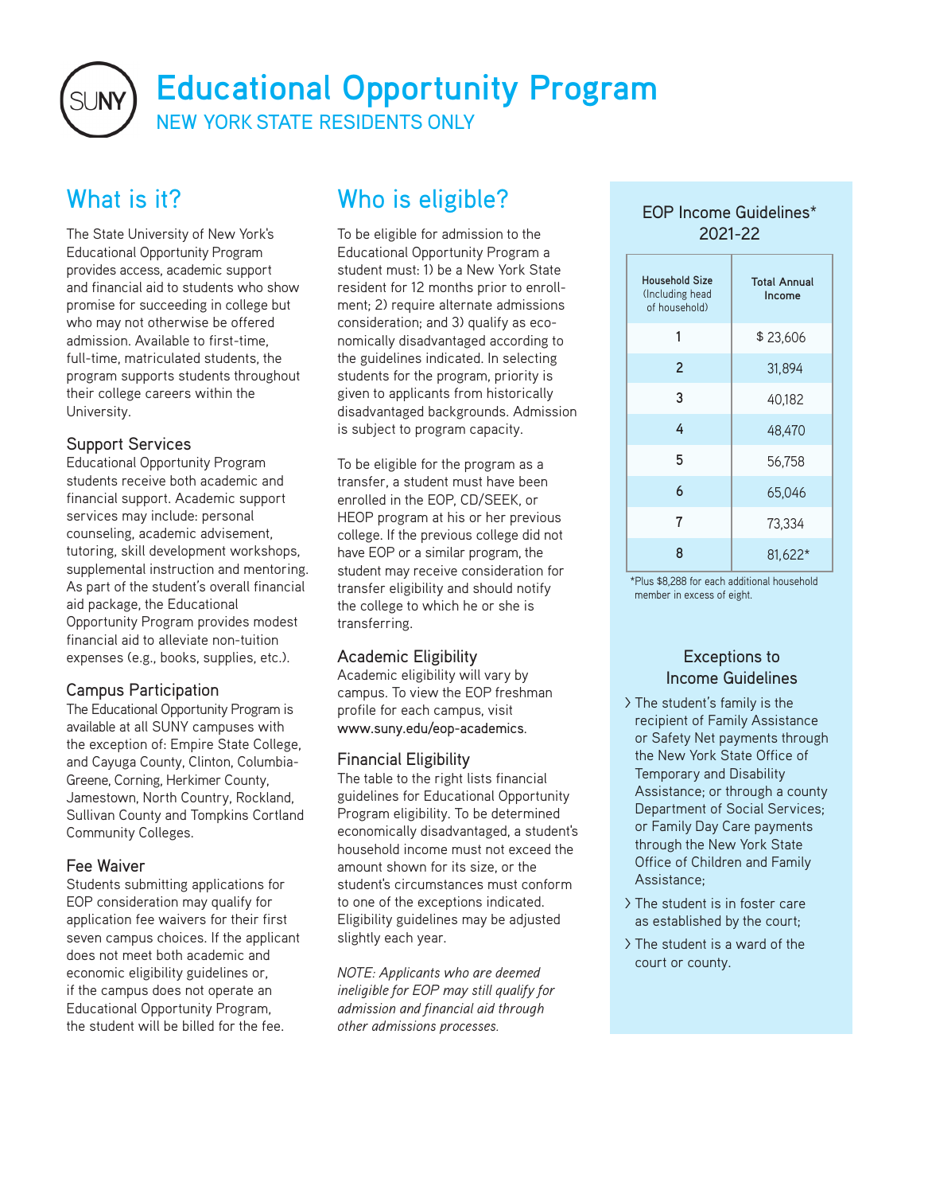# Educational Opportunity Program

NEW YORK STATE RESIDENTS ONLY

## What is it?

The State University of New York's Educational Opportunity Program provides access, academic support and financial aid to students who show promise for succeeding in college but who may not otherwise be offered admission. Available to first-time, full-time, matriculated students, the program supports students throughout their college careers within the University.

### Support Services

Educational Opportunity Program students receive both academic and financial support. Academic support services may include: personal counseling, academic advisement, tutoring, skill development workshops, supplemental instruction and mentoring. As part of the student's overall financial aid package, the Educational Opportunity Program provides modest financial aid to alleviate non-tuition expenses (e.g., books, supplies, etc.).

### Campus Participation

The Educational Opportunity Program is available at all SUNY campuses with the exception of: Empire State College, and Cayuga County, Clinton, Columbia-Greene, Corning, Herkimer County, Jamestown, North Country, Rockland, Sullivan County and Tompkins Cortland Community Colleges.

### Fee Waiver

Students submitting applications for EOP consideration may qualify for application fee waivers for their first seven campus choices. If the applicant does not meet both academic and economic eligibility guidelines or, if the campus does not operate an Educational Opportunity Program, the student will be billed for the fee.

## Who is eligible?

To be eligible for admission to the Educational Opportunity Program a student must: 1) be a New York State resident for 12 months prior to enrollment; 2) require alternate admissions consideration; and 3) qualify as economically disadvantaged according to the guidelines indicated. In selecting students for the program, priority is given to applicants from historically disadvantaged backgrounds. Admission is subject to program capacity.

To be eligible for the program as a transfer, a student must have been enrolled in the EOP, CD/SEEK, or HEOP program at his or her previous college. If the previous college did not have EOP or a similar program, the student may receive consideration for transfer eligibility and should notify the college to which he or she is transferring.

### Academic Eligibility

Academic eligibility will vary by campus. To view the EOP freshman profile for each campus, visit www.suny.edu/eop-academics.

### Financial Eligibility

The table to the right lists financial guidelines for Educational Opportunity Program eligibility. To be determined economically disadvantaged, a student's household income must not exceed the amount shown for its size, or the student's circumstances must conform to one of the exceptions indicated. Eligibility guidelines may be adjusted slightly each year.

*NOTE: Applicants who are deemed ineligible for EOP may still qualify for admission and financial aid through other admissions processes.*

### EOP Income Guidelines* 2021-22

| Household Size (Including head of household) | Total Annual Income |
|---|---|
| 1 | $ 23,606 |
| 2 | 31,894 |
| 3 | 40,182 |
| 4 | 48,470 |
| 5 | 56,758 |
| 6 | 65,046 |
| 7 | 73,334 |
| 8 | 81,622* |

*Plus $8,288 for each additional household member in excess of eight.

### Exceptions to Income Guidelines

- The student's family is the recipient of Family Assistance or Safety Net payments through the New York State Office of Temporary and Disability Assistance; or through a county Department of Social Services; or Family Day Care payments through the New York State Office of Children and Family Assistance;
- The student is in foster care as established by the court;
- The student is a ward of the court or county.